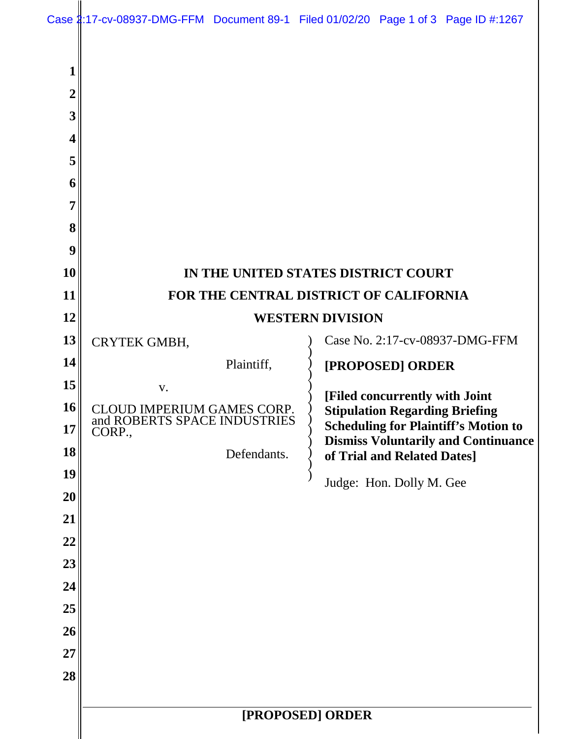IN THE UNITED STATES DISTRICT COURT
FOR THE CENTRAL DISTRICT OF CALIFORNIA
WESTERN DIVISION

CRYTEK GMBH,

Plaintiff,

v.

CLOUD IMPERIUM GAMES CORP. and ROBERTS SPACE INDUSTRIES CORP.,

Defendants.

Case No. 2:17-cv-08937-DMG-FFM

**[PROPOSED] ORDER**

**[Filed concurrently with Joint Stipulation Regarding Briefing Scheduling for Plaintiff's Motion to Dismiss Voluntarily and Continuance of Trial and Related Dates]**

Judge: Hon. Dolly M. Gee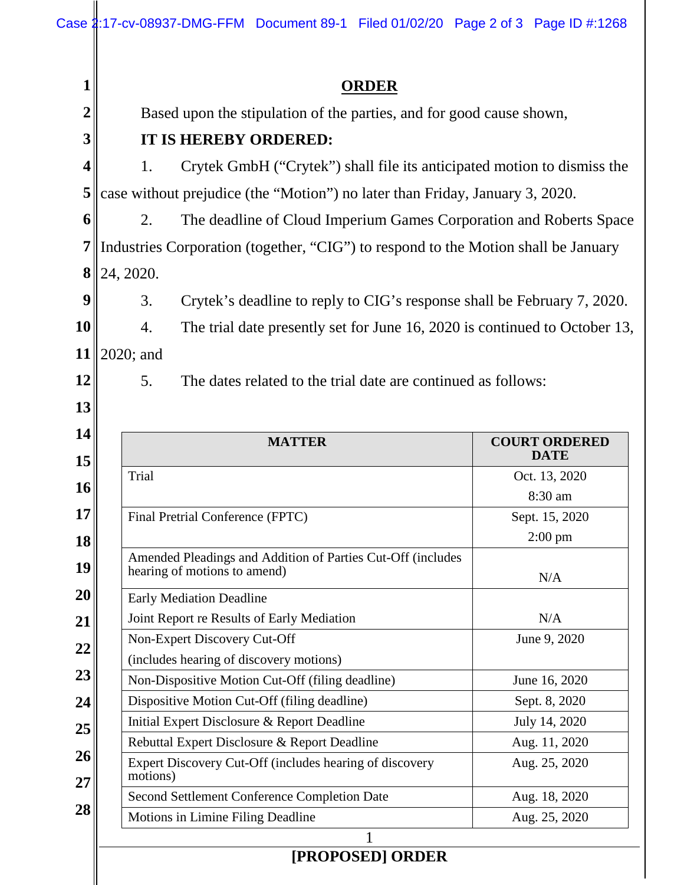**ORDER**

Based upon the stipulation of the parties, and for good cause shown,

**IT IS HEREBY ORDERED:**

1. Crytek GmbH (“Crytek”) shall file its anticipated motion to dismiss the case without prejudice (the “Motion”) no later than Friday, January 3, 2020.

2. The deadline of Cloud Imperium Games Corporation and Roberts Space Industries Corporation (together, “CIG”) to respond to the Motion shall be January 24, 2020.

3. Crytek’s deadline to reply to CIG’s response shall be February 7, 2020.

4. The trial date presently set for June 16, 2020 is continued to October 13, 2020; and

5. The dates related to the trial date are continued as follows:

| MATTER | COURT ORDERED DATE |
|---|---|
| Trial | Oct. 13, 2020<br>8:30 am |
| Final Pretrial Conference (FPTC) | Sept. 15, 2020<br>2:00 pm |
| Amended Pleadings and Addition of Parties Cut-Off (includes hearing of motions to amend) | N/A |
| Early Mediation Deadline<br>Joint Report re Results of Early Mediation | N/A |
| Non-Expert Discovery Cut-Off<br>(includes hearing of discovery motions) | June 9, 2020 |
| Non-Dispositive Motion Cut-Off (filing deadline) | June 16, 2020 |
| Dispositive Motion Cut-Off (filing deadline) | Sept. 8, 2020 |
| Initial Expert Disclosure & Report Deadline | July 14, 2020 |
| Rebuttal Expert Disclosure & Report Deadline | Aug. 11, 2020 |
| Expert Discovery Cut-Off (includes hearing of discovery motions) | Aug. 25, 2020 |
| Second Settlement Conference Completion Date | Aug. 18, 2020 |
| Motions in Limine Filing Deadline | Aug. 25, 2020 |

**[PROPOSED] ORDER**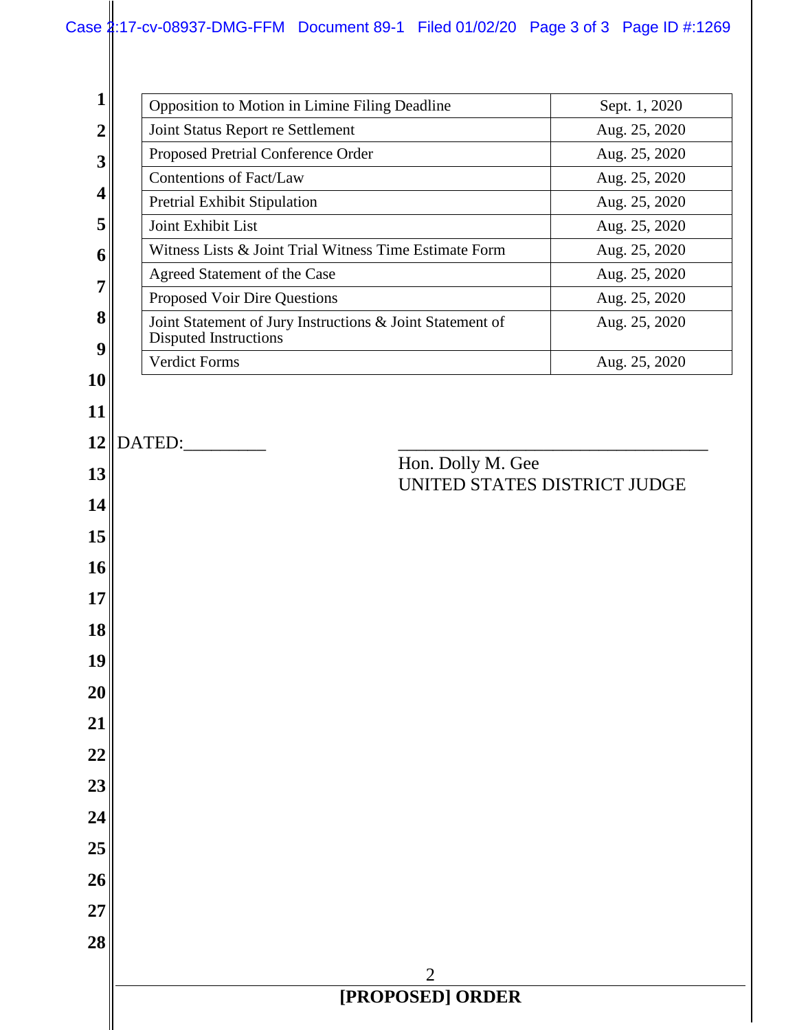| | |
|---|---|
| Opposition to Motion in Limine Filing Deadline | Sept. 1, 2020 |
| Joint Status Report re Settlement | Aug. 25, 2020 |
| Proposed Pretrial Conference Order | Aug. 25, 2020 |
| Contentions of Fact/Law | Aug. 25, 2020 |
| Pretrial Exhibit Stipulation | Aug. 25, 2020 |
| Joint Exhibit List | Aug. 25, 2020 |
| Witness Lists & Joint Trial Witness Time Estimate Form | Aug. 25, 2020 |
| Agreed Statement of the Case | Aug. 25, 2020 |
| Proposed Voir Dire Questions | Aug. 25, 2020 |
| Joint Statement of Jury Instructions & Joint Statement of Disputed Instructions | Aug. 25, 2020 |
| Verdict Forms | Aug. 25, 2020 |

DATED:_________

___________________________________
Hon. Dolly M. Gee
UNITED STATES DISTRICT JUDGE

**[PROPOSED] ORDER**